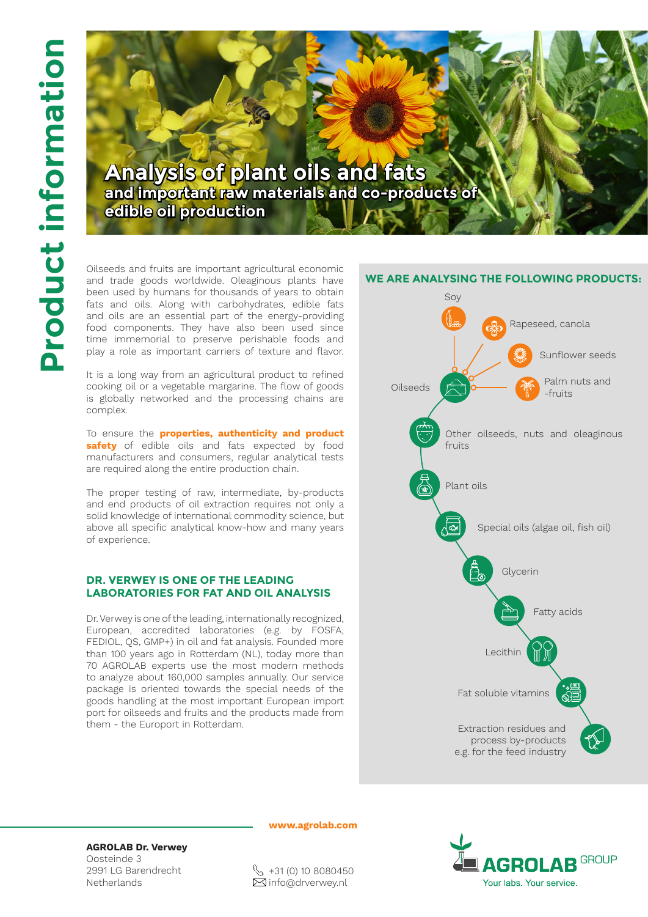# Product information

# Analysis of plant oils and fats

## and important raw materials and co-products of edible oil production

Oilseeds and fruits are important agricultural economic and trade goods worldwide. Oleaginous plants have been used by humans for thousands of years to obtain fats and oils. Along with carbohydrates, edible fats and oils are an essential part of the energy-providing food components. They have also been used since time immemorial to preserve perishable foods and play a role as important carriers of texture and flavor.

It is a long way from an agricultural product to refined cooking oil or a vegetable margarine. The flow of goods is globally networked and the processing chains are complex.

To ensure the **properties, authenticity and product safety** of edible oils and fats expected by food manufacturers and consumers, regular analytical tests are required along the entire production chain.

The proper testing of raw, intermediate, by-products and end products of oil extraction requires not only a solid knowledge of international commodity science, but above all specific analytical know-how and many years of experience.

### DR. VERWEY IS ONE OF THE LEADING LABORATORIES FOR FAT AND OIL ANALYSIS

Dr. Verwey is one of the leading, internationally recognized, European, accredited laboratories (e.g. by FOSFA, FEDIOL, QS, GMP+) in oil and fat analysis. Founded more than 100 years ago in Rotterdam (NL), today more than 70 AGROLAB experts use the most modern methods to analyze about 160,000 samples annually. Our service package is oriented towards the special needs of the goods handling at the most important European import port for oilseeds and fruits and the products made from them - the Europort in Rotterdam.

### WE ARE ANALYSING THE FOLLOWING PRODUCTS:

- Oilseeds
  - Soy
  - Rapeseed, canola
  - Sunflower seeds
  - Palm nuts and -fruits
- Other oilseeds, nuts and oleaginous fruits
- Plant oils
- Special oils (algae oil, fish oil)
- Glycerin
- Fatty acids
- Lecithin
- Fat soluble vitamins
- Extraction residues and process by-products e.g. for the feed industry

www.agrolab.com

**AGROLAB Dr. Verwey**
Oosteinde 3
2991 LG Barendrecht
Netherlands

+31 (0) 10 8080450
info@drverwey.nl

AGROLAB GROUP
Your labs. Your service.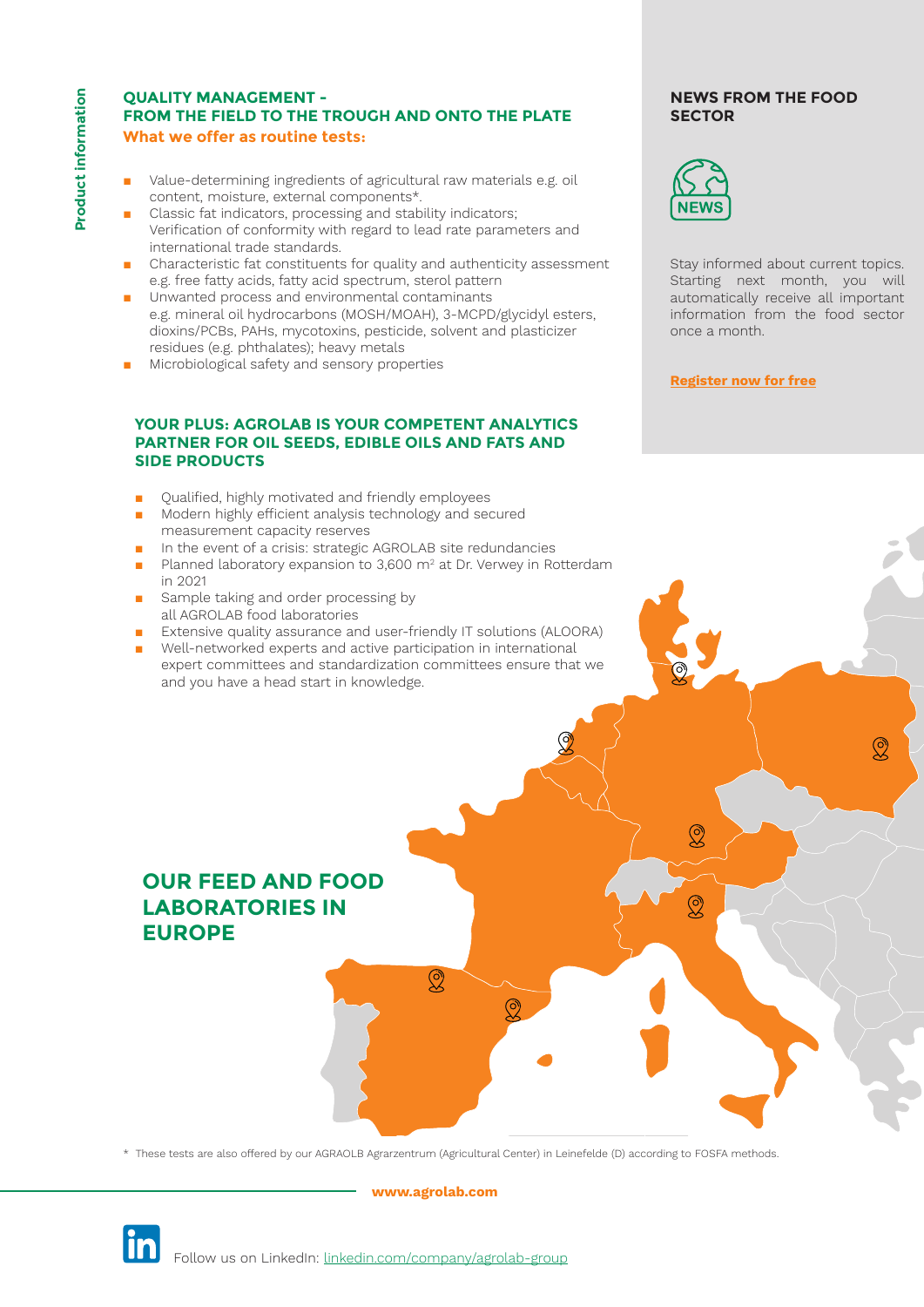Product information

## QUALITY MANAGEMENT - FROM THE FIELD TO THE TROUGH AND ONTO THE PLATE

### What we offer as routine tests:

- Value-determining ingredients of agricultural raw materials e.g. oil content, moisture, external components*.
- Classic fat indicators, processing and stability indicators; Verification of conformity with regard to lead rate parameters and international trade standards.
- Characteristic fat constituents for quality and authenticity assessment e.g. free fatty acids, fatty acid spectrum, sterol pattern
- Unwanted process and environmental contaminants e.g. mineral oil hydrocarbons (MOSH/MOAH), 3-MCPD/glycidyl esters, dioxins/PCBs, PAHs, mycotoxins, pesticide, solvent and plasticizer residues (e.g. phthalates); heavy metals
- Microbiological safety and sensory properties

### YOUR PLUS: AGROLAB IS YOUR COMPETENT ANALYTICS PARTNER FOR OIL SEEDS, EDIBLE OILS AND FATS AND SIDE PRODUCTS

- Qualified, highly motivated and friendly employees
- Modern highly efficient analysis technology and secured measurement capacity reserves
- In the event of a crisis: strategic AGROLAB site redundancies
- Planned laboratory expansion to 3,600 m² at Dr. Verwey in Rotterdam in 2021
- Sample taking and order processing by all AGROLAB food laboratories
- Extensive quality assurance and user-friendly IT solutions (ALOORA)
- Well-networked experts and active participation in international expert committees and standardization committees ensure that we and you have a head start in knowledge.

## OUR FEED AND FOOD LABORATORIES IN EUROPE

### NEWS FROM THE FOOD SECTOR

NEWS

Stay informed about current topics. Starting next month, you will automatically receive all important information from the food sector once a month.

**Register now for free**

\* These tests are also offered by our AGRAOLB Agrarzentrum (Agricultural Center) in Leinefelde (D) according to FOSFA methods.

**www.agrolab.com**

Follow us on LinkedIn: linkedin.com/company/agrolab-group